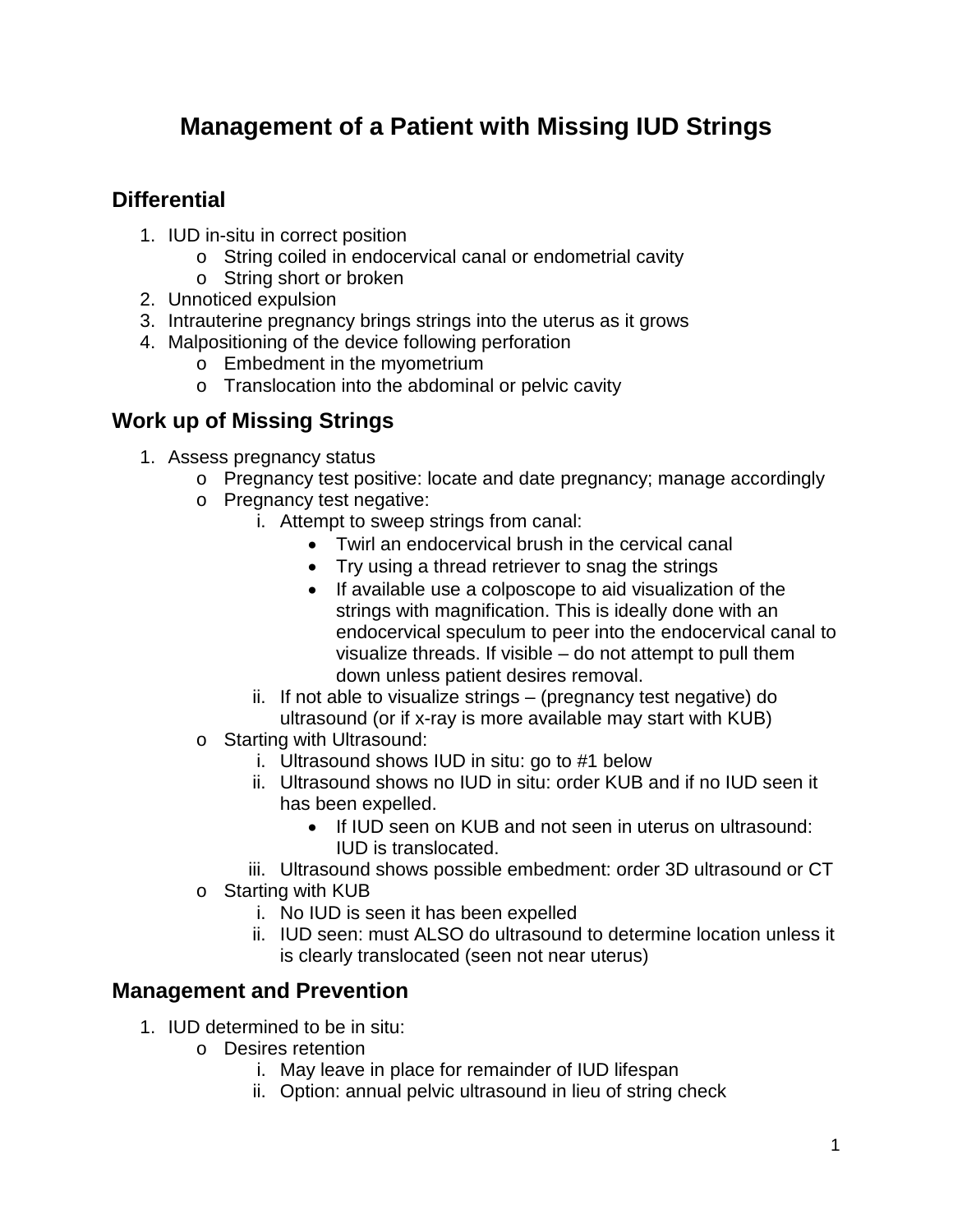# Management of a Patient with Missing IUD Strings

## Differential

1. IUD in-situ in correct position
   - String coiled in endocervical canal or endometrial cavity
   - String short or broken
2. Unnoticed expulsion
3. Intrauterine pregnancy brings strings into the uterus as it grows
4. Malpositioning of the device following perforation
   - Embedment in the myometrium
   - Translocation into the abdominal or pelvic cavity

## Work up of Missing Strings

1. Assess pregnancy status
   - Pregnancy test positive: locate and date pregnancy; manage accordingly
   - Pregnancy test negative:
     - i. Attempt to sweep strings from canal:
       - Twirl an endocervical brush in the cervical canal
       - Try using a thread retriever to snag the strings
       - If available use a colposcope to aid visualization of the strings with magnification. This is ideally done with an endocervical speculum to peer into the endocervical canal to visualize threads. If visible – do not attempt to pull them down unless patient desires removal.
     - ii. If not able to visualize strings – (pregnancy test negative) do ultrasound (or if x-ray is more available may start with KUB)
   - Starting with Ultrasound:
     - i. Ultrasound shows IUD in situ: go to #1 below
     - ii. Ultrasound shows no IUD in situ: order KUB and if no IUD seen it has been expelled.
       - If IUD seen on KUB and not seen in uterus on ultrasound: IUD is translocated.
     - iii. Ultrasound shows possible embedment: order 3D ultrasound or CT
   - Starting with KUB
     - i. No IUD is seen it has been expelled
     - ii. IUD seen: must ALSO do ultrasound to determine location unless it is clearly translocated (seen not near uterus)

## Management and Prevention

1. IUD determined to be in situ:
   - Desires retention
     - i. May leave in place for remainder of IUD lifespan
     - ii. Option: annual pelvic ultrasound in lieu of string check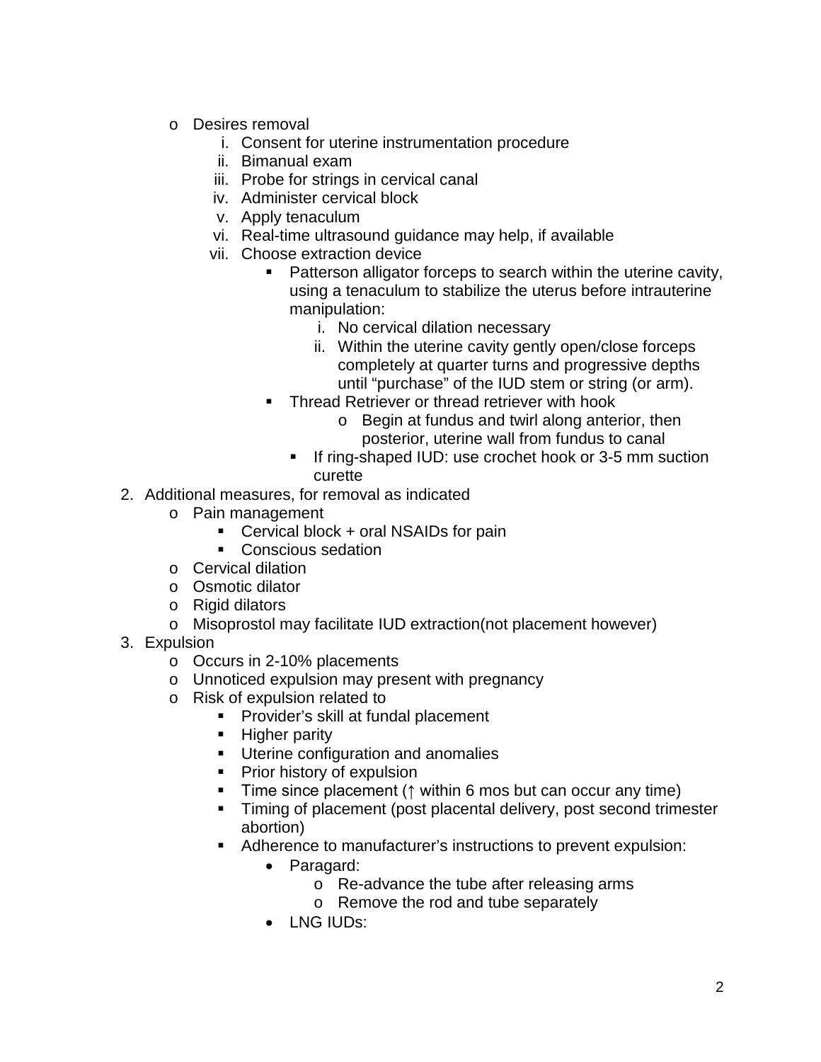- Desires removal
  1. Consent for uterine instrumentation procedure
  2. Bimanual exam
  3. Probe for strings in cervical canal
  4. Administer cervical block
  5. Apply tenaculum
  6. Real-time ultrasound guidance may help, if available
  7. Choose extraction device
     - Patterson alligator forceps to search within the uterine cavity, using a tenaculum to stabilize the uterus before intrauterine manipulation:
       1. No cervical dilation necessary
       2. Within the uterine cavity gently open/close forceps completely at quarter turns and progressive depths until "purchase" of the IUD stem or string (or arm).
     - Thread Retriever or thread retriever with hook
       - Begin at fundus and twirl along anterior, then posterior, uterine wall from fundus to canal
     - If ring-shaped IUD: use crochet hook or 3-5 mm suction curette

2. Additional measures, for removal as indicated
   - Pain management
     - Cervical block + oral NSAIDs for pain
     - Conscious sedation
   - Cervical dilation
   - Osmotic dilator
   - Rigid dilators
   - Misoprostol may facilitate IUD extraction(not placement however)
3. Expulsion
   - Occurs in 2-10% placements
   - Unnoticed expulsion may present with pregnancy
   - Risk of expulsion related to
     - Provider's skill at fundal placement
     - Higher parity
     - Uterine configuration and anomalies
     - Prior history of expulsion
     - Time since placement (↑ within 6 mos but can occur any time)
     - Timing of placement (post placental delivery, post second trimester abortion)
     - Adherence to manufacturer's instructions to prevent expulsion:
       - Paragard:
         - Re-advance the tube after releasing arms
         - Remove the rod and tube separately
       - LNG IUDs: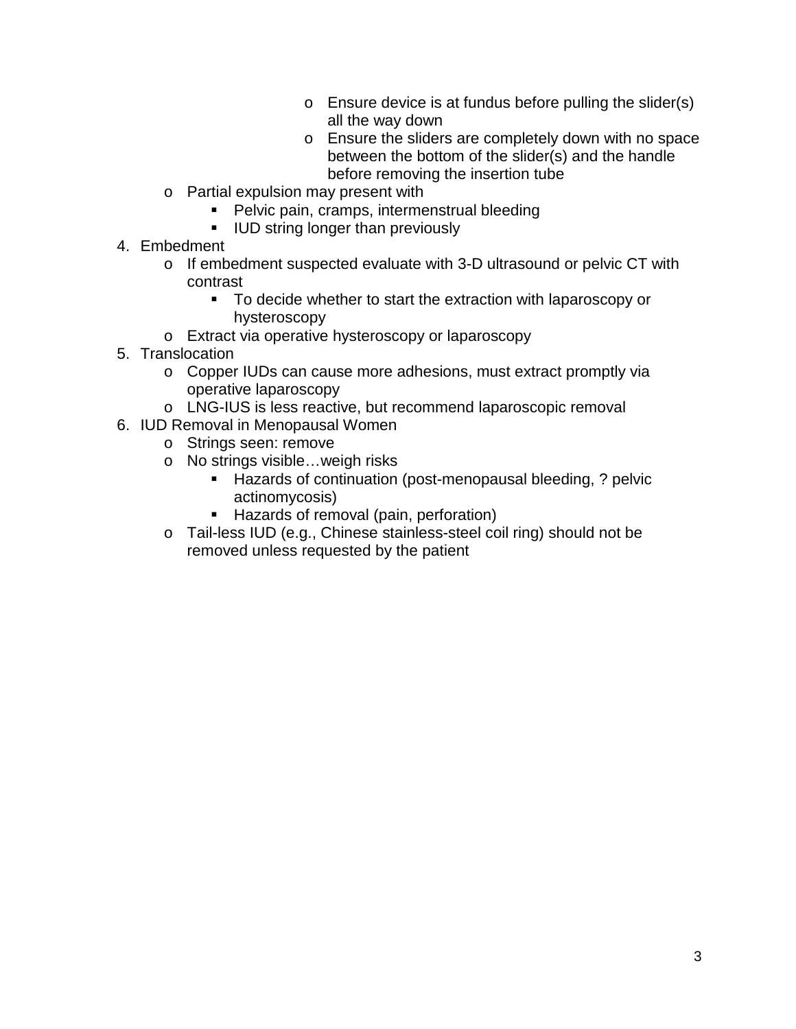- Ensure device is at fundus before pulling the slider(s) all the way down
        - Ensure the sliders are completely down with no space between the bottom of the slider(s) and the handle before removing the insertion tube
   - Partial expulsion may present with
      - Pelvic pain, cramps, intermenstrual bleeding
      - IUD string longer than previously
4. Embedment
   - If embedment suspected evaluate with 3-D ultrasound or pelvic CT with contrast
      - To decide whether to start the extraction with laparoscopy or hysteroscopy
   - Extract via operative hysteroscopy or laparoscopy
5. Translocation
   - Copper IUDs can cause more adhesions, must extract promptly via operative laparoscopy
   - LNG-IUS is less reactive, but recommend laparoscopic removal
6. IUD Removal in Menopausal Women
   - Strings seen: remove
   - No strings visible…weigh risks
      - Hazards of continuation (post-menopausal bleeding, ? pelvic actinomycosis)
      - Hazards of removal (pain, perforation)
   - Tail-less IUD (e.g., Chinese stainless-steel coil ring) should not be removed unless requested by the patient